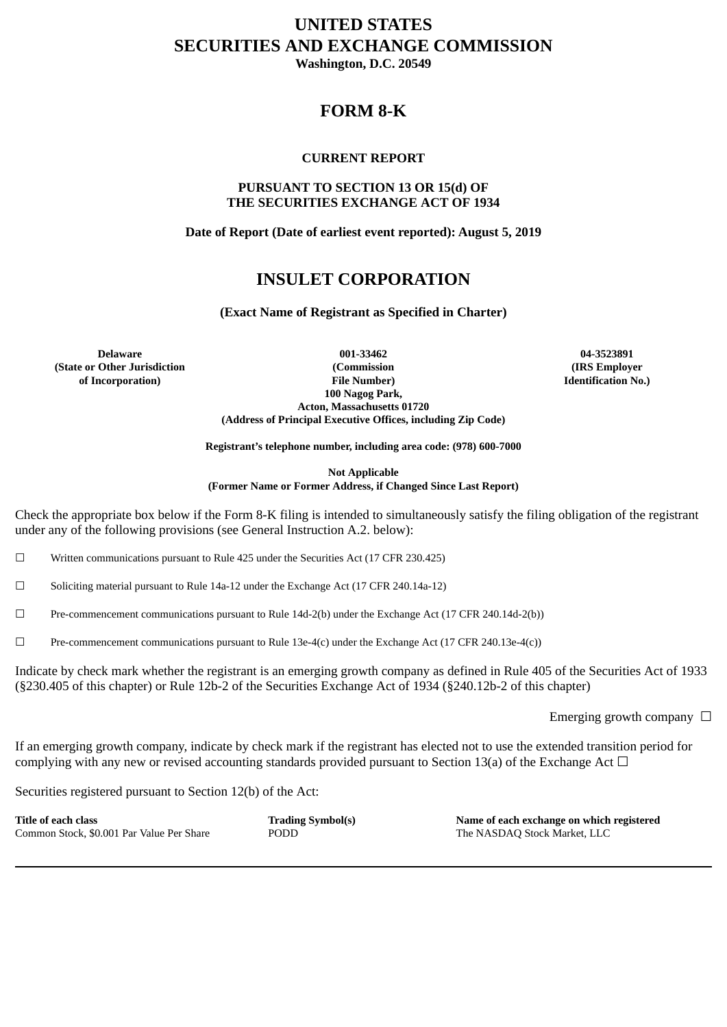# UNITED STATES
# SECURITIES AND EXCHANGE COMMISSION
**Washington, D.C. 20549**

## FORM 8-K

**CURRENT REPORT**

**PURSUANT TO SECTION 13 OR 15(d) OF THE SECURITIES EXCHANGE ACT OF 1934**

**Date of Report (Date of earliest event reported): August 5, 2019**

## INSULET CORPORATION

**(Exact Name of Registrant as Specified in Charter)**

| Delaware | 001-33462 | 04-3523891 |
|---|---|---|
| (State or Other Jurisdiction of Incorporation) | (Commission File Number) | (IRS Employer Identification No.) |

**100 Nagog Park,**
**Acton, Massachusetts 01720**
**(Address of Principal Executive Offices, including Zip Code)**

**Registrant's telephone number, including area code: (978) 600-7000**

**Not Applicable**
**(Former Name or Former Address, if Changed Since Last Report)**

Check the appropriate box below if the Form 8-K filing is intended to simultaneously satisfy the filing obligation of the registrant under any of the following provisions (see General Instruction A.2. below):

☐ Written communications pursuant to Rule 425 under the Securities Act (17 CFR 230.425)

☐ Soliciting material pursuant to Rule 14a-12 under the Exchange Act (17 CFR 240.14a-12)

☐ Pre-commencement communications pursuant to Rule 14d-2(b) under the Exchange Act (17 CFR 240.14d-2(b))

☐ Pre-commencement communications pursuant to Rule 13e-4(c) under the Exchange Act (17 CFR 240.13e-4(c))

Indicate by check mark whether the registrant is an emerging growth company as defined in Rule 405 of the Securities Act of 1933 (§230.405 of this chapter) or Rule 12b-2 of the Securities Exchange Act of 1934 (§240.12b-2 of this chapter)

Emerging growth company ☐

If an emerging growth company, indicate by check mark if the registrant has elected not to use the extended transition period for complying with any new or revised accounting standards provided pursuant to Section 13(a) of the Exchange Act ☐

Securities registered pursuant to Section 12(b) of the Act:

| Title of each class | Trading Symbol(s) | Name of each exchange on which registered |
|---|---|---|
| Common Stock, $0.001 Par Value Per Share | PODD | The NASDAQ Stock Market, LLC |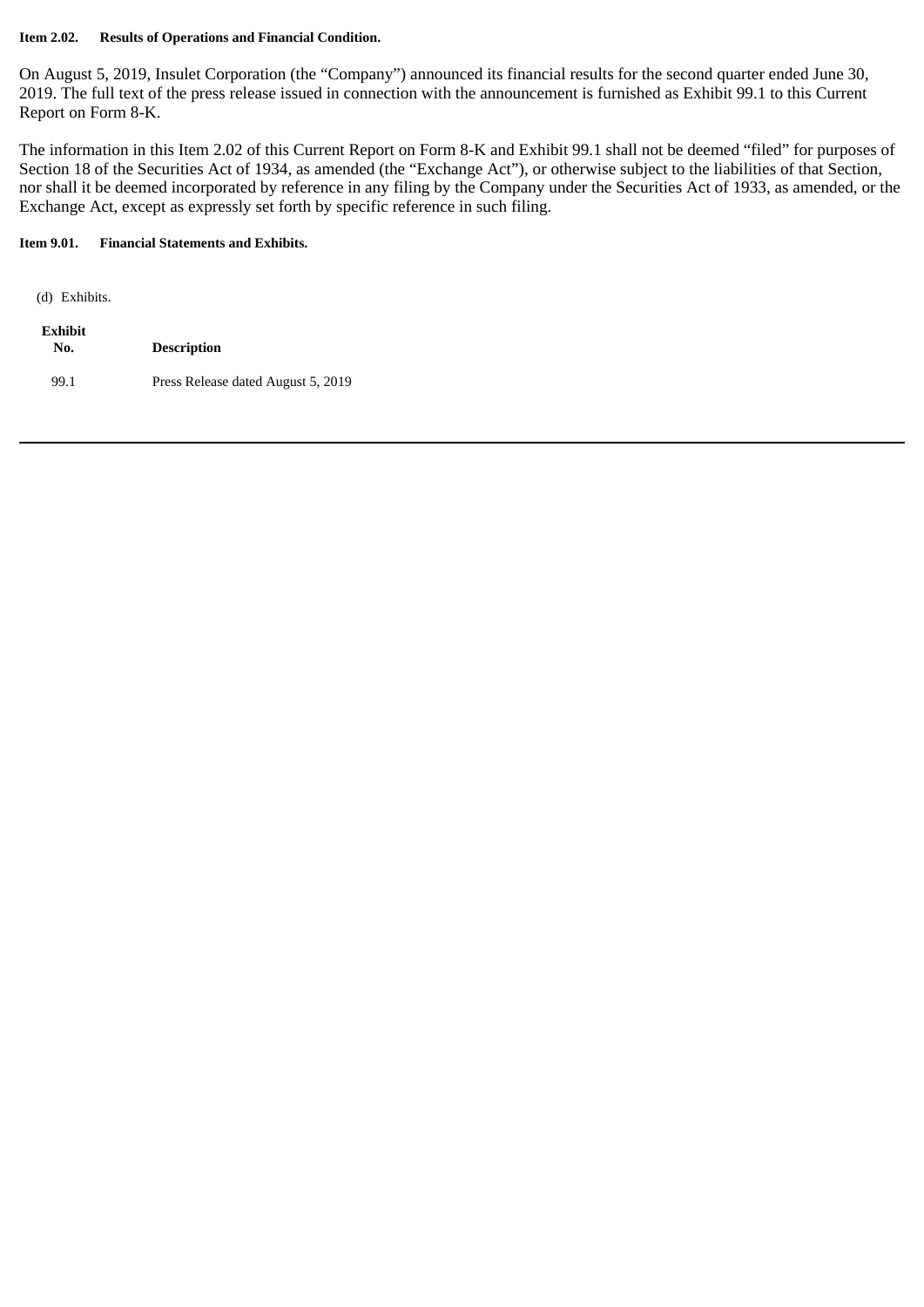**Item 2.02. Results of Operations and Financial Condition.**

On August 5, 2019, Insulet Corporation (the "Company") announced its financial results for the second quarter ended June 30, 2019. The full text of the press release issued in connection with the announcement is furnished as Exhibit 99.1 to this Current Report on Form 8-K.

The information in this Item 2.02 of this Current Report on Form 8-K and Exhibit 99.1 shall not be deemed "filed" for purposes of Section 18 of the Securities Act of 1934, as amended (the "Exchange Act"), or otherwise subject to the liabilities of that Section, nor shall it be deemed incorporated by reference in any filing by the Company under the Securities Act of 1933, as amended, or the Exchange Act, except as expressly set forth by specific reference in such filing.

**Item 9.01. Financial Statements and Exhibits.**

(d) Exhibits.

| Exhibit No. | Description |
|---|---|
| 99.1 | Press Release dated August 5, 2019 |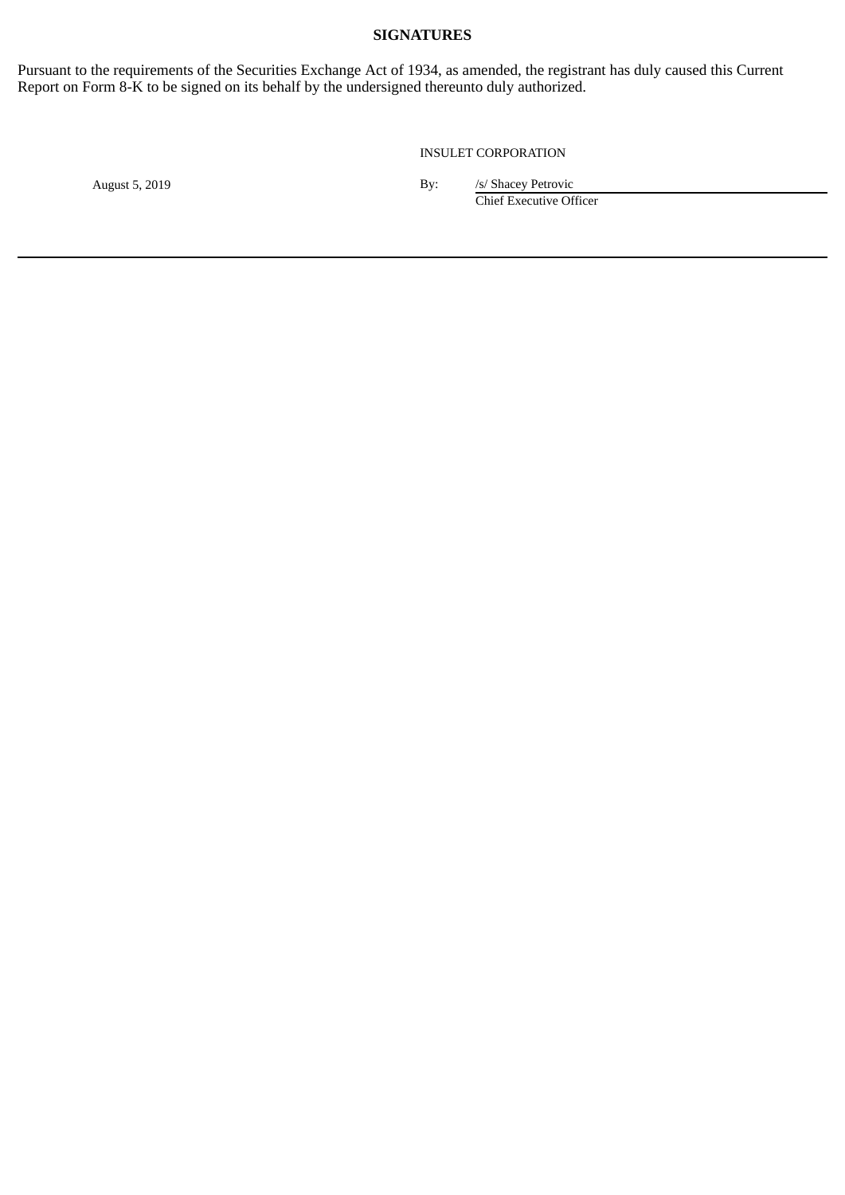**SIGNATURES**

Pursuant to the requirements of the Securities Exchange Act of 1934, as amended, the registrant has duly caused this Current Report on Form 8-K to be signed on its behalf by the undersigned thereunto duly authorized.

INSULET CORPORATION

August 5, 2019

By: /s/ Shacey Petrovic
Chief Executive Officer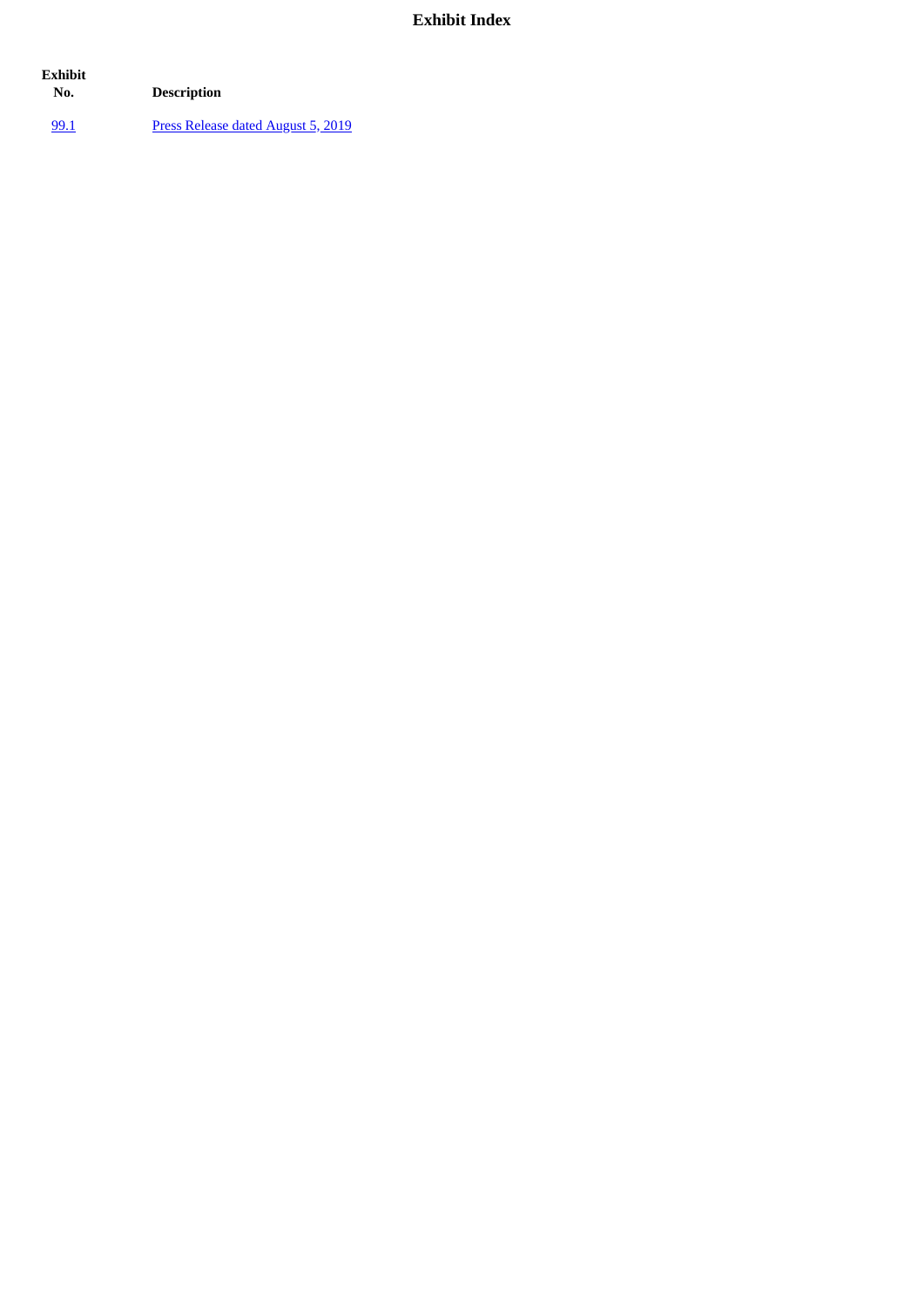# Exhibit Index

| Exhibit No. | Description |
| --- | --- |
| 99.1 | Press Release dated August 5, 2019 |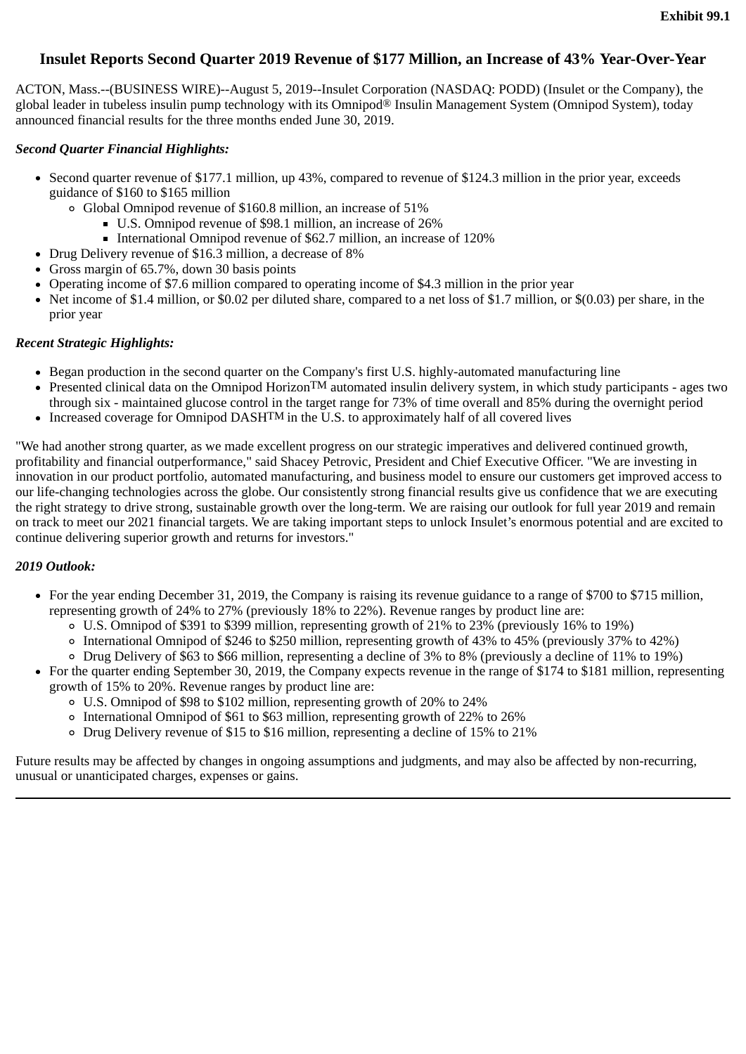Exhibit 99.1

# Insulet Reports Second Quarter 2019 Revenue of $177 Million, an Increase of 43% Year-Over-Year

ACTON, Mass.--(BUSINESS WIRE)--August 5, 2019--Insulet Corporation (NASDAQ: PODD) (Insulet or the Company), the global leader in tubeless insulin pump technology with its Omnipod® Insulin Management System (Omnipod System), today announced financial results for the three months ended June 30, 2019.

***Second Quarter Financial Highlights:***

- Second quarter revenue of $177.1 million, up 43%, compared to revenue of $124.3 million in the prior year, exceeds guidance of $160 to $165 million
  - Global Omnipod revenue of $160.8 million, an increase of 51%
    - U.S. Omnipod revenue of $98.1 million, an increase of 26%
    - International Omnipod revenue of $62.7 million, an increase of 120%
- Drug Delivery revenue of $16.3 million, a decrease of 8%
- Gross margin of 65.7%, down 30 basis points
- Operating income of $7.6 million compared to operating income of $4.3 million in the prior year
- Net income of $1.4 million, or $0.02 per diluted share, compared to a net loss of $1.7 million, or $(0.03) per share, in the prior year

***Recent Strategic Highlights:***

- Began production in the second quarter on the Company's first U.S. highly-automated manufacturing line
- Presented clinical data on the Omnipod Horizon™ automated insulin delivery system, in which study participants - ages two through six - maintained glucose control in the target range for 73% of time overall and 85% during the overnight period
- Increased coverage for Omnipod DASH™ in the U.S. to approximately half of all covered lives

"We had another strong quarter, as we made excellent progress on our strategic imperatives and delivered continued growth, profitability and financial outperformance," said Shacey Petrovic, President and Chief Executive Officer. "We are investing in innovation in our product portfolio, automated manufacturing, and business model to ensure our customers get improved access to our life-changing technologies across the globe. Our consistently strong financial results give us confidence that we are executing the right strategy to drive strong, sustainable growth over the long-term. We are raising our outlook for full year 2019 and remain on track to meet our 2021 financial targets. We are taking important steps to unlock Insulet's enormous potential and are excited to continue delivering superior growth and returns for investors."

***2019 Outlook:***

- For the year ending December 31, 2019, the Company is raising its revenue guidance to a range of $700 to $715 million, representing growth of 24% to 27% (previously 18% to 22%). Revenue ranges by product line are:
  - U.S. Omnipod of $391 to $399 million, representing growth of 21% to 23% (previously 16% to 19%)
  - International Omnipod of $246 to $250 million, representing growth of 43% to 45% (previously 37% to 42%)
  - Drug Delivery of $63 to $66 million, representing a decline of 3% to 8% (previously a decline of 11% to 19%)
- For the quarter ending September 30, 2019, the Company expects revenue in the range of $174 to $181 million, representing growth of 15% to 20%. Revenue ranges by product line are:
  - U.S. Omnipod of $98 to $102 million, representing growth of 20% to 24%
  - International Omnipod of $61 to $63 million, representing growth of 22% to 26%
  - Drug Delivery revenue of $15 to $16 million, representing a decline of 15% to 21%

Future results may be affected by changes in ongoing assumptions and judgments, and may also be affected by non-recurring, unusual or unanticipated charges, expenses or gains.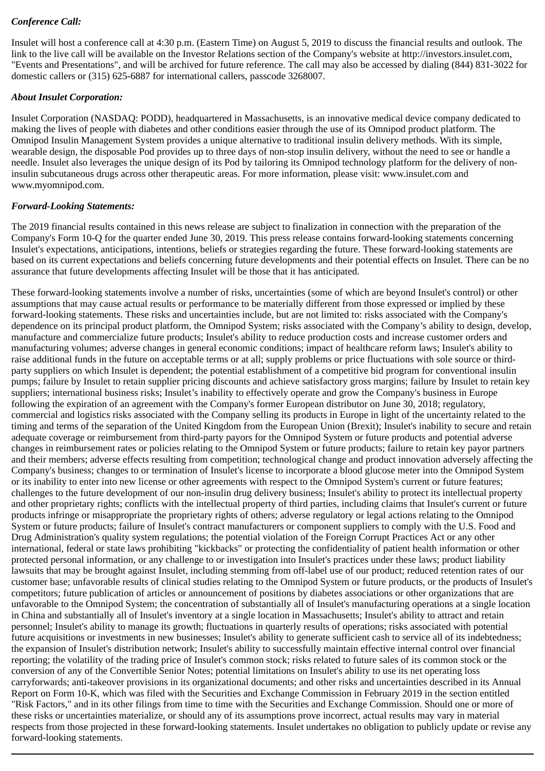***Conference Call:***

Insulet will host a conference call at 4:30 p.m. (Eastern Time) on August 5, 2019 to discuss the financial results and outlook. The link to the live call will be available on the Investor Relations section of the Company's website at http://investors.insulet.com, "Events and Presentations", and will be archived for future reference. The call may also be accessed by dialing (844) 831-3022 for domestic callers or (315) 625-6887 for international callers, passcode 3268007.

***About Insulet Corporation:***

Insulet Corporation (NASDAQ: PODD), headquartered in Massachusetts, is an innovative medical device company dedicated to making the lives of people with diabetes and other conditions easier through the use of its Omnipod product platform. The Omnipod Insulin Management System provides a unique alternative to traditional insulin delivery methods. With its simple, wearable design, the disposable Pod provides up to three days of non-stop insulin delivery, without the need to see or handle a needle. Insulet also leverages the unique design of its Pod by tailoring its Omnipod technology platform for the delivery of non-insulin subcutaneous drugs across other therapeutic areas. For more information, please visit: www.insulet.com and www.myomnipod.com.

***Forward-Looking Statements:***

The 2019 financial results contained in this news release are subject to finalization in connection with the preparation of the Company's Form 10-Q for the quarter ended June 30, 2019. This press release contains forward-looking statements concerning Insulet's expectations, anticipations, intentions, beliefs or strategies regarding the future. These forward-looking statements are based on its current expectations and beliefs concerning future developments and their potential effects on Insulet. There can be no assurance that future developments affecting Insulet will be those that it has anticipated.

These forward-looking statements involve a number of risks, uncertainties (some of which are beyond Insulet's control) or other assumptions that may cause actual results or performance to be materially different from those expressed or implied by these forward-looking statements. These risks and uncertainties include, but are not limited to: risks associated with the Company's dependence on its principal product platform, the Omnipod System; risks associated with the Company’s ability to design, develop, manufacture and commercialize future products; Insulet's ability to reduce production costs and increase customer orders and manufacturing volumes; adverse changes in general economic conditions; impact of healthcare reform laws; Insulet's ability to raise additional funds in the future on acceptable terms or at all; supply problems or price fluctuations with sole source or third-party suppliers on which Insulet is dependent; the potential establishment of a competitive bid program for conventional insulin pumps; failure by Insulet to retain supplier pricing discounts and achieve satisfactory gross margins; failure by Insulet to retain key suppliers; international business risks; Insulet’s inability to effectively operate and grow the Company's business in Europe following the expiration of an agreement with the Company's former European distributor on June 30, 2018; regulatory, commercial and logistics risks associated with the Company selling its products in Europe in light of the uncertainty related to the timing and terms of the separation of the United Kingdom from the European Union (Brexit); Insulet's inability to secure and retain adequate coverage or reimbursement from third-party payors for the Omnipod System or future products and potential adverse changes in reimbursement rates or policies relating to the Omnipod System or future products; failure to retain key payor partners and their members; adverse effects resulting from competition; technological change and product innovation adversely affecting the Company's business; changes to or termination of Insulet's license to incorporate a blood glucose meter into the Omnipod System or its inability to enter into new license or other agreements with respect to the Omnipod System's current or future features; challenges to the future development of our non-insulin drug delivery business; Insulet's ability to protect its intellectual property and other proprietary rights; conflicts with the intellectual property of third parties, including claims that Insulet's current or future products infringe or misappropriate the proprietary rights of others; adverse regulatory or legal actions relating to the Omnipod System or future products; failure of Insulet's contract manufacturers or component suppliers to comply with the U.S. Food and Drug Administration's quality system regulations; the potential violation of the Foreign Corrupt Practices Act or any other international, federal or state laws prohibiting "kickbacks" or protecting the confidentiality of patient health information or other protected personal information, or any challenge to or investigation into Insulet's practices under these laws; product liability lawsuits that may be brought against Insulet, including stemming from off-label use of our product; reduced retention rates of our customer base; unfavorable results of clinical studies relating to the Omnipod System or future products, or the products of Insulet's competitors; future publication of articles or announcement of positions by diabetes associations or other organizations that are unfavorable to the Omnipod System; the concentration of substantially all of Insulet's manufacturing operations at a single location in China and substantially all of Insulet's inventory at a single location in Massachusetts; Insulet's ability to attract and retain personnel; Insulet's ability to manage its growth; fluctuations in quarterly results of operations; risks associated with potential future acquisitions or investments in new businesses; Insulet's ability to generate sufficient cash to service all of its indebtedness; the expansion of Insulet's distribution network; Insulet's ability to successfully maintain effective internal control over financial reporting; the volatility of the trading price of Insulet's common stock; risks related to future sales of its common stock or the conversion of any of the Convertible Senior Notes; potential limitations on Insulet's ability to use its net operating loss carryforwards; anti-takeover provisions in its organizational documents; and other risks and uncertainties described in its Annual Report on Form 10-K, which was filed with the Securities and Exchange Commission in February 2019 in the section entitled "Risk Factors," and in its other filings from time to time with the Securities and Exchange Commission. Should one or more of these risks or uncertainties materialize, or should any of its assumptions prove incorrect, actual results may vary in material respects from those projected in these forward-looking statements. Insulet undertakes no obligation to publicly update or revise any forward-looking statements.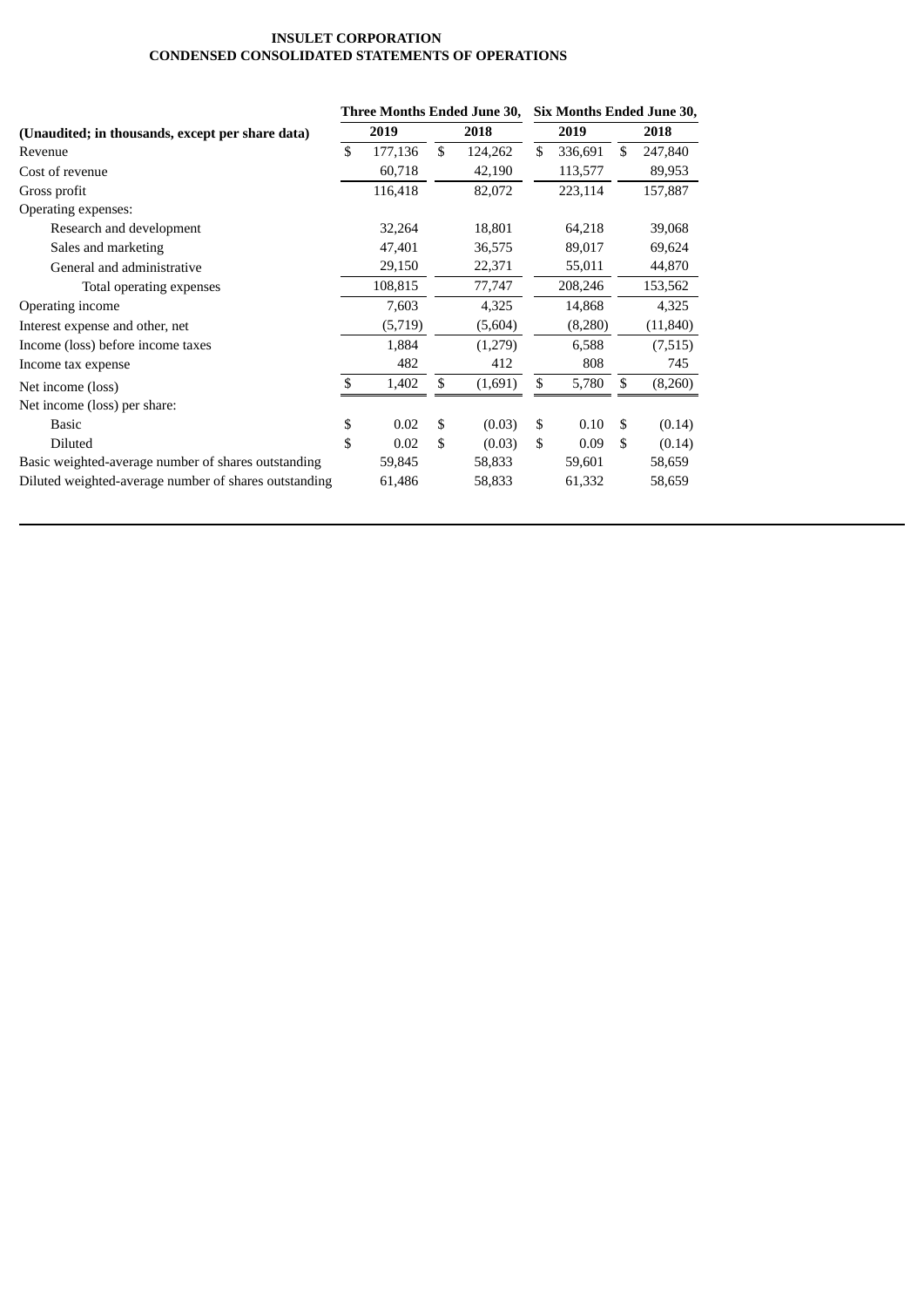**INSULET CORPORATION**
**CONDENSED CONSOLIDATED STATEMENTS OF OPERATIONS**

| (Unaudited; in thousands, except per share data) | Three Months Ended June 30, 2019 | Three Months Ended June 30, 2018 | Six Months Ended June 30, 2019 | Six Months Ended June 30, 2018 |
|---|---|---|---|---|
| Revenue | $ 177,136 | $ 124,262 | $ 336,691 | $ 247,840 |
| Cost of revenue | 60,718 | 42,190 | 113,577 | 89,953 |
| Gross profit | 116,418 | 82,072 | 223,114 | 157,887 |
| Operating expenses: | | | | |
| Research and development | 32,264 | 18,801 | 64,218 | 39,068 |
| Sales and marketing | 47,401 | 36,575 | 89,017 | 69,624 |
| General and administrative | 29,150 | 22,371 | 55,011 | 44,870 |
| Total operating expenses | 108,815 | 77,747 | 208,246 | 153,562 |
| Operating income | 7,603 | 4,325 | 14,868 | 4,325 |
| Interest expense and other, net | (5,719) | (5,604) | (8,280) | (11,840) |
| Income (loss) before income taxes | 1,884 | (1,279) | 6,588 | (7,515) |
| Income tax expense | 482 | 412 | 808 | 745 |
| Net income (loss) | $ 1,402 | $ (1,691) | $ 5,780 | $ (8,260) |
| Net income (loss) per share: | | | | |
| Basic | $ 0.02 | $ (0.03) | $ 0.10 | $ (0.14) |
| Diluted | $ 0.02 | $ (0.03) | $ 0.09 | $ (0.14) |
| Basic weighted-average number of shares outstanding | 59,845 | 58,833 | 59,601 | 58,659 |
| Diluted weighted-average number of shares outstanding | 61,486 | 58,833 | 61,332 | 58,659 |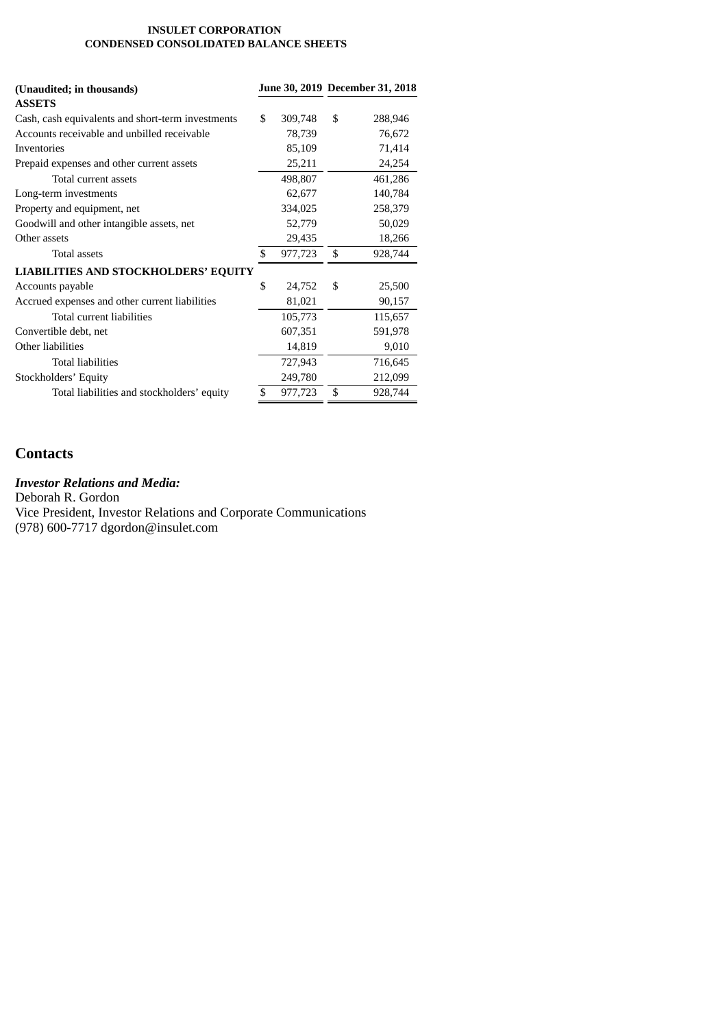**INSULET CORPORATION**
**CONDENSED CONSOLIDATED BALANCE SHEETS**

| (Unaudited; in thousands) | June 30, 2019 | December 31, 2018 |
|---|---|---|
| **ASSETS** | | |
| Cash, cash equivalents and short-term investments | $ 309,748 | $ 288,946 |
| Accounts receivable and unbilled receivable | 78,739 | 76,672 |
| Inventories | 85,109 | 71,414 |
| Prepaid expenses and other current assets | 25,211 | 24,254 |
| Total current assets | 498,807 | 461,286 |
| Long-term investments | 62,677 | 140,784 |
| Property and equipment, net | 334,025 | 258,379 |
| Goodwill and other intangible assets, net | 52,779 | 50,029 |
| Other assets | 29,435 | 18,266 |
| Total assets | $ 977,723 | $ 928,744 |
| **LIABILITIES AND STOCKHOLDERS' EQUITY** | | |
| Accounts payable | $ 24,752 | $ 25,500 |
| Accrued expenses and other current liabilities | 81,021 | 90,157 |
| Total current liabilities | 105,773 | 115,657 |
| Convertible debt, net | 607,351 | 591,978 |
| Other liabilities | 14,819 | 9,010 |
| Total liabilities | 727,943 | 716,645 |
| Stockholders' Equity | 249,780 | 212,099 |
| Total liabilities and stockholders' equity | $ 977,723 | $ 928,744 |

## Contacts

***Investor Relations and Media:***
Deborah R. Gordon
Vice President, Investor Relations and Corporate Communications
(978) 600-7717 dgordon@insulet.com